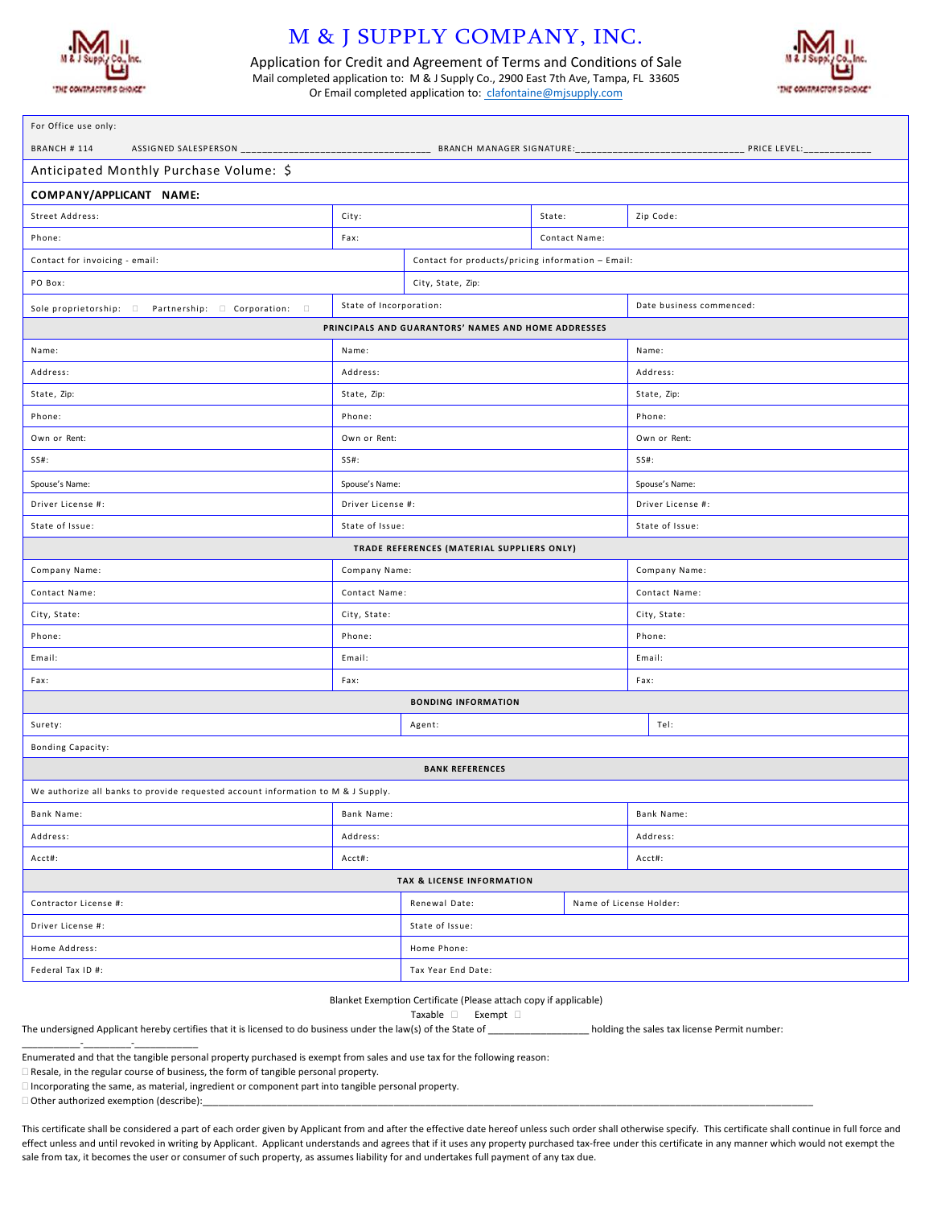# M & J SUPPLY COMPANY, INC.

Application for Credit and Agreement of Terms and Conditions of Sale
Mail completed application to: M & J Supply Co., 2900 East 7th Ave, Tampa, FL 33605
Or Email completed application to: clafontaine@mjsupply.com

For Office use only:

BRANCH # 114 ASSIGNED SALESPERSON ___________________________________ BRANCH MANAGER SIGNATURE:_______________________________ PRICE LEVEL:____________

Anticipated Monthly Purchase Volume: $

**COMPANY/APPLICANT NAME:**

| Street Address: | City: | State: | Zip Code: |
|---|---|---|---|
| Phone: | Fax: | Contact Name: | |
| Contact for invoicing - email: | Contact for products/pricing information – Email: | | |
| PO Box: | City, State, Zip: | | |
| Sole proprietorship: ☐ Partnership: ☐ Corporation: ☐ | State of Incorporation: | Date business commenced: | |

**PRINCIPALS AND GUARANTORS' NAMES AND HOME ADDRESSES**

| Name: | Name: | Name: |
|---|---|---|
| Address: | Address: | Address: |
| State, Zip: | State, Zip: | State, Zip: |
| Phone: | Phone: | Phone: |
| Own or Rent: | Own or Rent: | Own or Rent: |
| SS#: | SS#: | SS#: |
| Spouse's Name: | Spouse's Name: | Spouse's Name: |
| Driver License #: | Driver License #: | Driver License #: |
| State of Issue: | State of Issue: | State of Issue: |

**TRADE REFERENCES (MATERIAL SUPPLIERS ONLY)**

| Company Name: | Company Name: | Company Name: |
|---|---|---|
| Contact Name: | Contact Name: | Contact Name: |
| City, State: | City, State: | City, State: |
| Phone: | Phone: | Phone: |
| Email: | Email: | Email: |
| Fax: | Fax: | Fax: |

**BONDING INFORMATION**

| Surety: | Agent: | Tel: |
|---|---|---|
| Bonding Capacity: | | |

**BANK REFERENCES**

We authorize all banks to provide requested account information to M & J Supply.

| Bank Name: | Bank Name: | Bank Name: |
|---|---|---|
| Address: | Address: | Address: |
| Acct#: | Acct#: | Acct#: |

**TAX & LICENSE INFORMATION**

| Contractor License #: | Renewal Date: | Name of License Holder: |
|---|---|---|
| Driver License #: | State of Issue: | |
| Home Address: | Home Phone: | |
| Federal Tax ID #: | Tax Year End Date: | |

Blanket Exemption Certificate (Please attach copy if applicable)

Taxable ☐ Exempt ☐

The undersigned Applicant hereby certifies that it is licensed to do business under the law(s) of the State of __________________ holding the sales tax license Permit number: ___________-_________-____________

Enumerated and that the tangible personal property purchased is exempt from sales and use tax for the following reason:

☐ Resale, in the regular course of business, the form of tangible personal property.
☐ Incorporating the same, as material, ingredient or component part into tangible personal property.
☐ Other authorized exemption (describe):_____________________________________________________________________________________________________

This certificate shall be considered a part of each order given by Applicant from and after the effective date hereof unless such order shall otherwise specify. This certificate shall continue in full force and effect unless and until revoked in writing by Applicant. Applicant understands and agrees that if it uses any property purchased tax-free under this certificate in any manner which would not exempt the sale from tax, it becomes the user or consumer of such property, as assumes liability for and undertakes full payment of any tax due.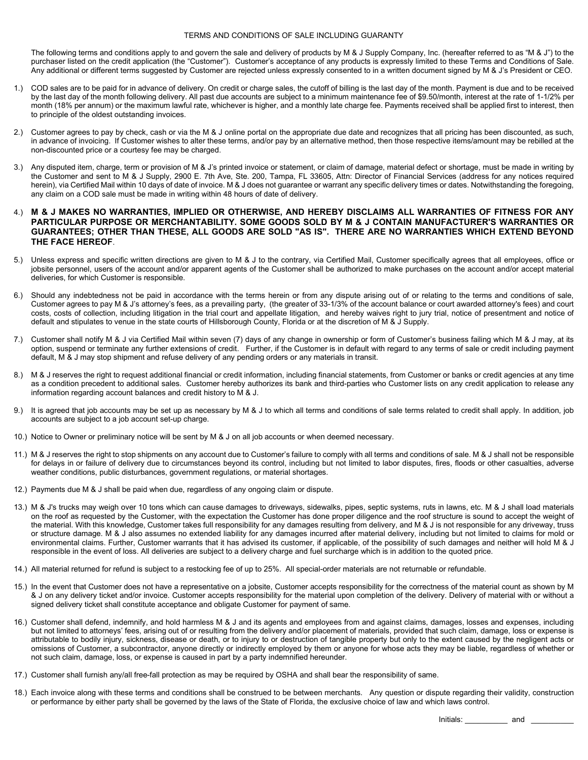# TERMS AND CONDITIONS OF SALE INCLUDING GUARANTY

The following terms and conditions apply to and govern the sale and delivery of products by M & J Supply Company, Inc. (hereafter referred to as "M & J") to the purchaser listed on the credit application (the "Customer"). Customer's acceptance of any products is expressly limited to these Terms and Conditions of Sale. Any additional or different terms suggested by Customer are rejected unless expressly consented to in a written document signed by M & J's President or CEO.

1.) COD sales are to be paid for in advance of delivery. On credit or charge sales, the cutoff of billing is the last day of the month. Payment is due and to be received by the last day of the month following delivery. All past due accounts are subject to a minimum maintenance fee of $9.50/month, interest at the rate of 1-1/2% per month (18% per annum) or the maximum lawful rate, whichever is higher, and a monthly late charge fee. Payments received shall be applied first to interest, then to principle of the oldest outstanding invoices.

2.) Customer agrees to pay by check, cash or via the M & J online portal on the appropriate due date and recognizes that all pricing has been discounted, as such, in advance of invoicing. If Customer wishes to alter these terms, and/or pay by an alternative method, then those respective items/amount may be rebilled at the non-discounted price or a courtesy fee may be charged.

3.) Any disputed item, charge, term or provision of M & J's printed invoice or statement, or claim of damage, material defect or shortage, must be made in writing by the Customer and sent to M & J Supply, 2900 E. 7th Ave, Ste. 200, Tampa, FL 33605, Attn: Director of Financial Services (address for any notices required herein), via Certified Mail within 10 days of date of invoice. M & J does not guarantee or warrant any specific delivery times or dates. Notwithstanding the foregoing, any claim on a COD sale must be made in writing within 48 hours of date of delivery.

4.) **M & J MAKES NO WARRANTIES, IMPLIED OR OTHERWISE, AND HEREBY DISCLAIMS ALL WARRANTIES OF FITNESS FOR ANY PARTICULAR PURPOSE OR MERCHANTABILITY. SOME GOODS SOLD BY M & J CONTAIN MANUFACTURER'S WARRANTIES OR GUARANTEES; OTHER THAN THESE, ALL GOODS ARE SOLD "AS IS". THERE ARE NO WARRANTIES WHICH EXTEND BEYOND THE FACE HEREOF**.

5.) Unless express and specific written directions are given to M & J to the contrary, via Certified Mail, Customer specifically agrees that all employees, office or jobsite personnel, users of the account and/or apparent agents of the Customer shall be authorized to make purchases on the account and/or accept material deliveries, for which Customer is responsible.

6.) Should any indebtedness not be paid in accordance with the terms herein or from any dispute arising out of or relating to the terms and conditions of sale, Customer agrees to pay M & J's attorney's fees, as a prevailing party, (the greater of 33-1/3% of the account balance or court awarded attorney's fees) and court costs, costs of collection, including litigation in the trial court and appellate litigation, and hereby waives right to jury trial, notice of presentment and notice of default and stipulates to venue in the state courts of Hillsborough County, Florida or at the discretion of M & J Supply.

7.) Customer shall notify M & J via Certified Mail within seven (7) days of any change in ownership or form of Customer's business failing which M & J may, at its option, suspend or terminate any further extensions of credit. Further, if the Customer is in default with regard to any terms of sale or credit including payment default, M & J may stop shipment and refuse delivery of any pending orders or any materials in transit.

8.) M & J reserves the right to request additional financial or credit information, including financial statements, from Customer or banks or credit agencies at any time as a condition precedent to additional sales. Customer hereby authorizes its bank and third-parties who Customer lists on any credit application to release any information regarding account balances and credit history to M & J.

9.) It is agreed that job accounts may be set up as necessary by M & J to which all terms and conditions of sale terms related to credit shall apply. In addition, job accounts are subject to a job account set-up charge.

10.) Notice to Owner or preliminary notice will be sent by M & J on all job accounts or when deemed necessary.

11.) M & J reserves the right to stop shipments on any account due to Customer's failure to comply with all terms and conditions of sale. M & J shall not be responsible for delays in or failure of delivery due to circumstances beyond its control, including but not limited to labor disputes, fires, floods or other casualties, adverse weather conditions, public disturbances, government regulations, or material shortages.

12.) Payments due M & J shall be paid when due, regardless of any ongoing claim or dispute.

13.) M & J's trucks may weigh over 10 tons which can cause damages to driveways, sidewalks, pipes, septic systems, ruts in lawns, etc. M & J shall load materials on the roof as requested by the Customer, with the expectation the Customer has done proper diligence and the roof structure is sound to accept the weight of the material. With this knowledge, Customer takes full responsibility for any damages resulting from delivery, and M & J is not responsible for any driveway, truss or structure damage. M & J also assumes no extended liability for any damages incurred after material delivery, including but not limited to claims for mold or environmental claims. Further, Customer warrants that it has advised its customer, if applicable, of the possibility of such damages and neither will hold M & J responsible in the event of loss. All deliveries are subject to a delivery charge and fuel surcharge which is in addition to the quoted price.

14.) All material returned for refund is subject to a restocking fee of up to 25%. All special-order materials are not returnable or refundable.

15.) In the event that Customer does not have a representative on a jobsite, Customer accepts responsibility for the correctness of the material count as shown by M & J on any delivery ticket and/or invoice. Customer accepts responsibility for the material upon completion of the delivery. Delivery of material with or without a signed delivery ticket shall constitute acceptance and obligate Customer for payment of same.

16.) Customer shall defend, indemnify, and hold harmless M & J and its agents and employees from and against claims, damages, losses and expenses, including but not limited to attorneys' fees, arising out of or resulting from the delivery and/or placement of materials, provided that such claim, damage, loss or expense is attributable to bodily injury, sickness, disease or death, or to injury to or destruction of tangible property but only to the extent caused by the negligent acts or omissions of Customer, a subcontractor, anyone directly or indirectly employed by them or anyone for whose acts they may be liable, regardless of whether or not such claim, damage, loss, or expense is caused in part by a party indemnified hereunder.

17.) Customer shall furnish any/all free-fall protection as may be required by OSHA and shall bear the responsibility of same.

18.) Each invoice along with these terms and conditions shall be construed to be between merchants. Any question or dispute regarding their validity, construction or performance by either party shall be governed by the laws of the State of Florida, the exclusive choice of law and which laws control.

Initials: __________ and __________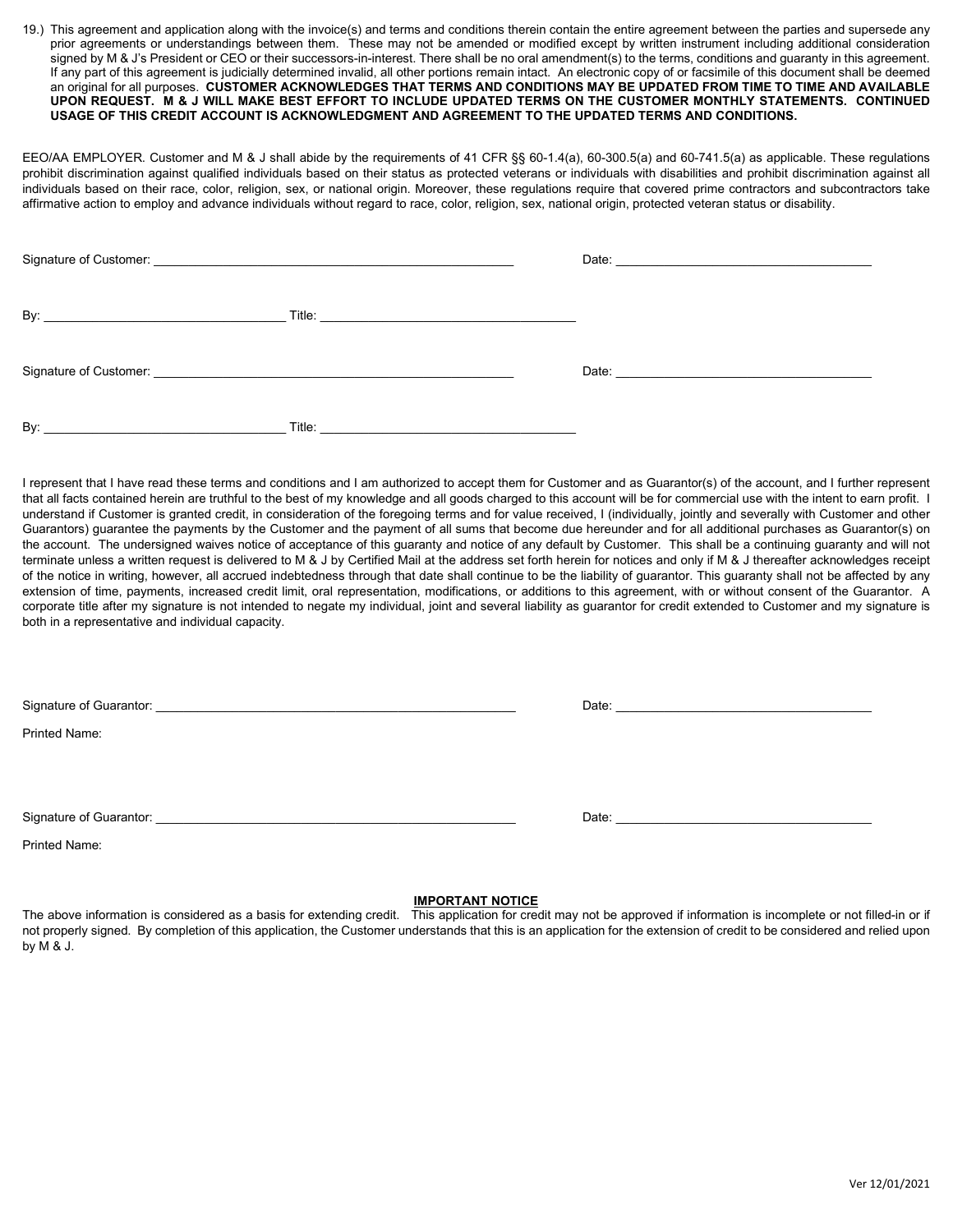19.) This agreement and application along with the invoice(s) and terms and conditions therein contain the entire agreement between the parties and supersede any prior agreements or understandings between them. These may not be amended or modified except by written instrument including additional consideration signed by M & J's President or CEO or their successors-in-interest. There shall be no oral amendment(s) to the terms, conditions and guaranty in this agreement. If any part of this agreement is judicially determined invalid, all other portions remain intact. An electronic copy of or facsimile of this document shall be deemed an original for all purposes. **CUSTOMER ACKNOWLEDGES THAT TERMS AND CONDITIONS MAY BE UPDATED FROM TIME TO TIME AND AVAILABLE UPON REQUEST. M & J WILL MAKE BEST EFFORT TO INCLUDE UPDATED TERMS ON THE CUSTOMER MONTHLY STATEMENTS. CONTINUED USAGE OF THIS CREDIT ACCOUNT IS ACKNOWLEDGMENT AND AGREEMENT TO THE UPDATED TERMS AND CONDITIONS.**

EEO/AA EMPLOYER. Customer and M & J shall abide by the requirements of 41 CFR §§ 60-1.4(a), 60-300.5(a) and 60-741.5(a) as applicable. These regulations prohibit discrimination against qualified individuals based on their status as protected veterans or individuals with disabilities and prohibit discrimination against all individuals based on their race, color, religion, sex, or national origin. Moreover, these regulations require that covered prime contractors and subcontractors take affirmative action to employ and advance individuals without regard to race, color, religion, sex, national origin, protected veteran status or disability.

Signature of Customer: ______________________________________ Date: ____________________________

By: __________________________ Title: ____________________________

Signature of Customer: ______________________________________ Date: ____________________________

By: __________________________ Title: ____________________________

I represent that I have read these terms and conditions and I am authorized to accept them for Customer and as Guarantor(s) of the account, and I further represent that all facts contained herein are truthful to the best of my knowledge and all goods charged to this account will be for commercial use with the intent to earn profit. I understand if Customer is granted credit, in consideration of the foregoing terms and for value received, I (individually, jointly and severally with Customer and other Guarantors) guarantee the payments by the Customer and the payment of all sums that become due hereunder and for all additional purchases as Guarantor(s) on the account. The undersigned waives notice of acceptance of this guaranty and notice of any default by Customer. This shall be a continuing guaranty and will not terminate unless a written request is delivered to M & J by Certified Mail at the address set forth herein for notices and only if M & J thereafter acknowledges receipt of the notice in writing, however, all accrued indebtedness through that date shall continue to be the liability of guarantor. This guaranty shall not be affected by any extension of time, payments, increased credit limit, oral representation, modifications, or additions to this agreement, with or without consent of the Guarantor. A corporate title after my signature is not intended to negate my individual, joint and several liability as guarantor for credit extended to Customer and my signature is both in a representative and individual capacity.

Signature of Guarantor: ______________________________________ Date: ____________________________

Printed Name:

Signature of Guarantor: ______________________________________ Date: ____________________________

Printed Name:

**IMPORTANT NOTICE**

The above information is considered as a basis for extending credit. This application for credit may not be approved if information is incomplete or not filled-in or if not properly signed. By completion of this application, the Customer understands that this is an application for the extension of credit to be considered and relied upon by M & J.

Ver 12/01/2021